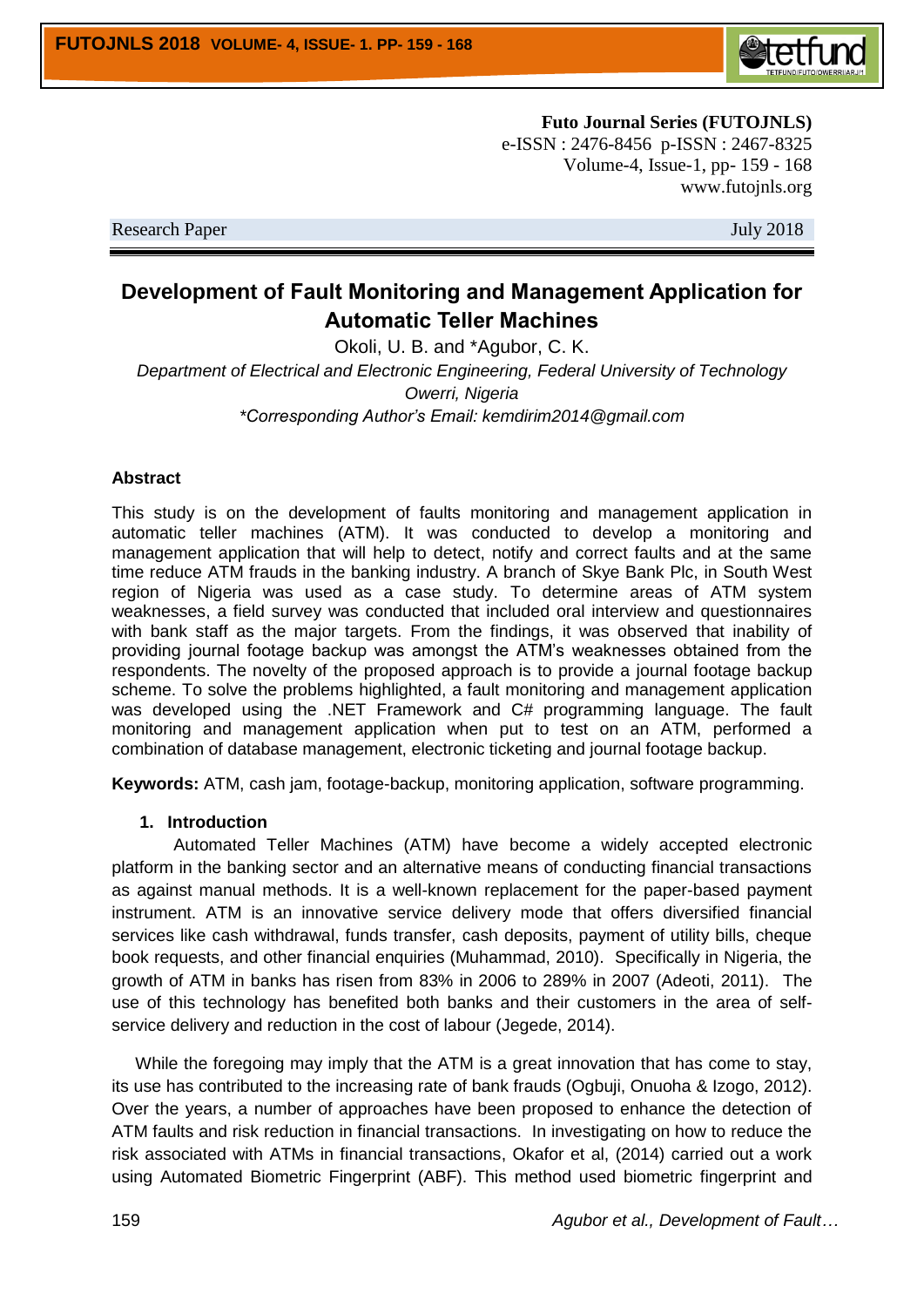**Futo Journal Series (FUTOJNLS)**
e-ISSN : 2476-8456 p-ISSN : 2467-8325
Volume-4, Issue-1, pp- 159 - 168
www.futojnls.org

Research Paper July 2018

# Development of Fault Monitoring and Management Application for Automatic Teller Machines

Okoli, U. B. and *Agubor, C. K.

*Department of Electrical and Electronic Engineering, Federal University of Technology Owerri, Nigeria*

*\*Corresponding Author's Email: kemdirim2014@gmail.com*

### Abstract

This study is on the development of faults monitoring and management application in automatic teller machines (ATM). It was conducted to develop a monitoring and management application that will help to detect, notify and correct faults and at the same time reduce ATM frauds in the banking industry. A branch of Skye Bank Plc, in South West region of Nigeria was used as a case study. To determine areas of ATM system weaknesses, a field survey was conducted that included oral interview and questionnaires with bank staff as the major targets. From the findings, it was observed that inability of providing journal footage backup was amongst the ATM's weaknesses obtained from the respondents. The novelty of the proposed approach is to provide a journal footage backup scheme. To solve the problems highlighted, a fault monitoring and management application was developed using the .NET Framework and C# programming language. The fault monitoring and management application when put to test on an ATM, performed a combination of database management, electronic ticketing and journal footage backup.

**Keywords:** ATM, cash jam, footage-backup, monitoring application, software programming.

## 1. Introduction

Automated Teller Machines (ATM) have become a widely accepted electronic platform in the banking sector and an alternative means of conducting financial transactions as against manual methods. It is a well-known replacement for the paper-based payment instrument. ATM is an innovative service delivery mode that offers diversified financial services like cash withdrawal, funds transfer, cash deposits, payment of utility bills, cheque book requests, and other financial enquiries (Muhammad, 2010). Specifically in Nigeria, the growth of ATM in banks has risen from 83% in 2006 to 289% in 2007 (Adeoti, 2011). The use of this technology has benefited both banks and their customers in the area of self-service delivery and reduction in the cost of labour (Jegede, 2014).

While the foregoing may imply that the ATM is a great innovation that has come to stay, its use has contributed to the increasing rate of bank frauds (Ogbuji, Onuoha & Izogo, 2012). Over the years, a number of approaches have been proposed to enhance the detection of ATM faults and risk reduction in financial transactions. In investigating on how to reduce the risk associated with ATMs in financial transactions, Okafor et al, (2014) carried out a work using Automated Biometric Fingerprint (ABF). This method used biometric fingerprint and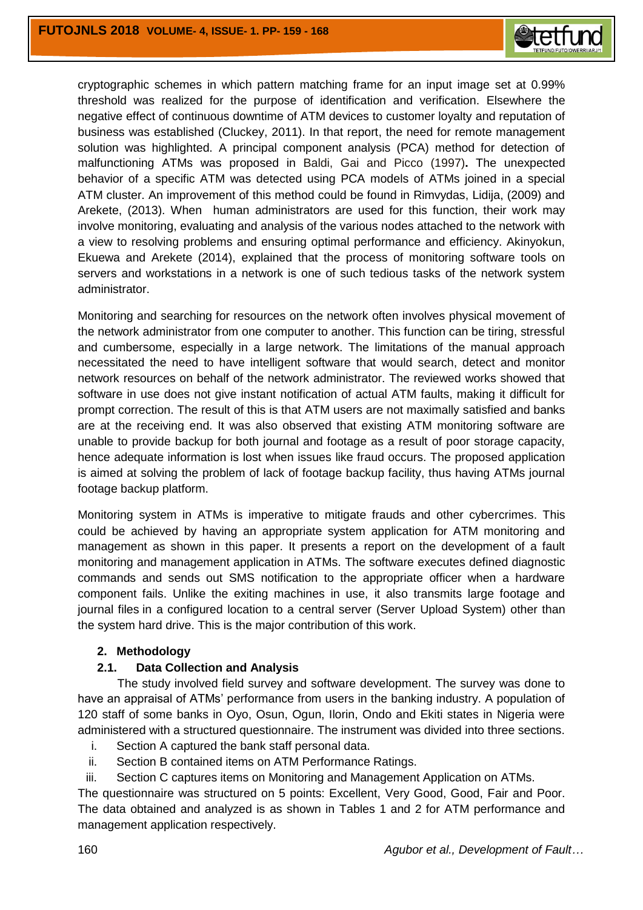cryptographic schemes in which pattern matching frame for an input image set at 0.99% threshold was realized for the purpose of identification and verification. Elsewhere the negative effect of continuous downtime of ATM devices to customer loyalty and reputation of business was established (Cluckey, 2011). In that report, the need for remote management solution was highlighted. A principal component analysis (PCA) method for detection of malfunctioning ATMs was proposed in Baldi, Gai and Picco (1997). The unexpected behavior of a specific ATM was detected using PCA models of ATMs joined in a special ATM cluster. An improvement of this method could be found in Rimvydas, Lidija, (2009) and Arekete, (2013). When human administrators are used for this function, their work may involve monitoring, evaluating and analysis of the various nodes attached to the network with a view to resolving problems and ensuring optimal performance and efficiency. Akinyokun, Ekuewa and Arekete (2014), explained that the process of monitoring software tools on servers and workstations in a network is one of such tedious tasks of the network system administrator.

Monitoring and searching for resources on the network often involves physical movement of the network administrator from one computer to another. This function can be tiring, stressful and cumbersome, especially in a large network. The limitations of the manual approach necessitated the need to have intelligent software that would search, detect and monitor network resources on behalf of the network administrator. The reviewed works showed that software in use does not give instant notification of actual ATM faults, making it difficult for prompt correction. The result of this is that ATM users are not maximally satisfied and banks are at the receiving end. It was also observed that existing ATM monitoring software are unable to provide backup for both journal and footage as a result of poor storage capacity, hence adequate information is lost when issues like fraud occurs. The proposed application is aimed at solving the problem of lack of footage backup facility, thus having ATMs journal footage backup platform.

Monitoring system in ATMs is imperative to mitigate frauds and other cybercrimes. This could be achieved by having an appropriate system application for ATM monitoring and management as shown in this paper. It presents a report on the development of a fault monitoring and management application in ATMs. The software executes defined diagnostic commands and sends out SMS notification to the appropriate officer when a hardware component fails. Unlike the exiting machines in use, it also transmits large footage and journal files in a configured location to a central server (Server Upload System) other than the system hard drive. This is the major contribution of this work.

## 2. Methodology

### 2.1. Data Collection and Analysis

The study involved field survey and software development. The survey was done to have an appraisal of ATMs' performance from users in the banking industry. A population of 120 staff of some banks in Oyo, Osun, Ogun, Ilorin, Ondo and Ekiti states in Nigeria were administered with a structured questionnaire. The instrument was divided into three sections.

i. Section A captured the bank staff personal data.
ii. Section B contained items on ATM Performance Ratings.
iii. Section C captures items on Monitoring and Management Application on ATMs.

The questionnaire was structured on 5 points: Excellent, Very Good, Good, Fair and Poor. The data obtained and analyzed is as shown in Tables 1 and 2 for ATM performance and management application respectively.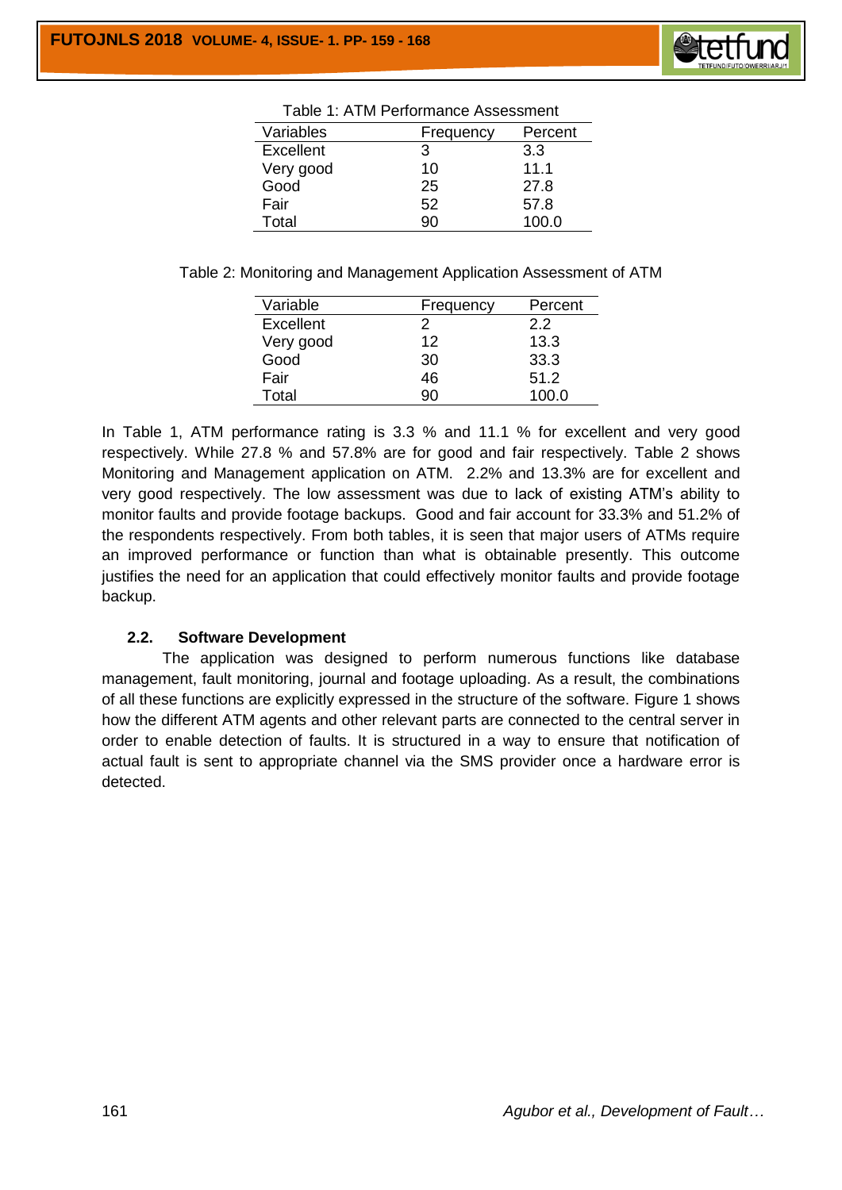Table 1: ATM Performance Assessment

| Variables | Frequency | Percent |
|---|---|---|
| Excellent | 3 | 3.3 |
| Very good | 10 | 11.1 |
| Good | 25 | 27.8 |
| Fair | 52 | 57.8 |
| Total | 90 | 100.0 |

Table 2: Monitoring and Management Application Assessment of ATM

| Variable | Frequency | Percent |
|---|---|---|
| Excellent | 2 | 2.2 |
| Very good | 12 | 13.3 |
| Good | 30 | 33.3 |
| Fair | 46 | 51.2 |
| Total | 90 | 100.0 |

In Table 1, ATM performance rating is 3.3 % and 11.1 % for excellent and very good respectively. While 27.8 % and 57.8% are for good and fair respectively. Table 2 shows Monitoring and Management application on ATM. 2.2% and 13.3% are for excellent and very good respectively. The low assessment was due to lack of existing ATM's ability to monitor faults and provide footage backups. Good and fair account for 33.3% and 51.2% of the respondents respectively. From both tables, it is seen that major users of ATMs require an improved performance or function than what is obtainable presently. This outcome justifies the need for an application that could effectively monitor faults and provide footage backup.

### 2.2. Software Development

The application was designed to perform numerous functions like database management, fault monitoring, journal and footage uploading. As a result, the combinations of all these functions are explicitly expressed in the structure of the software. Figure 1 shows how the different ATM agents and other relevant parts are connected to the central server in order to enable detection of faults. It is structured in a way to ensure that notification of actual fault is sent to appropriate channel via the SMS provider once a hardware error is detected.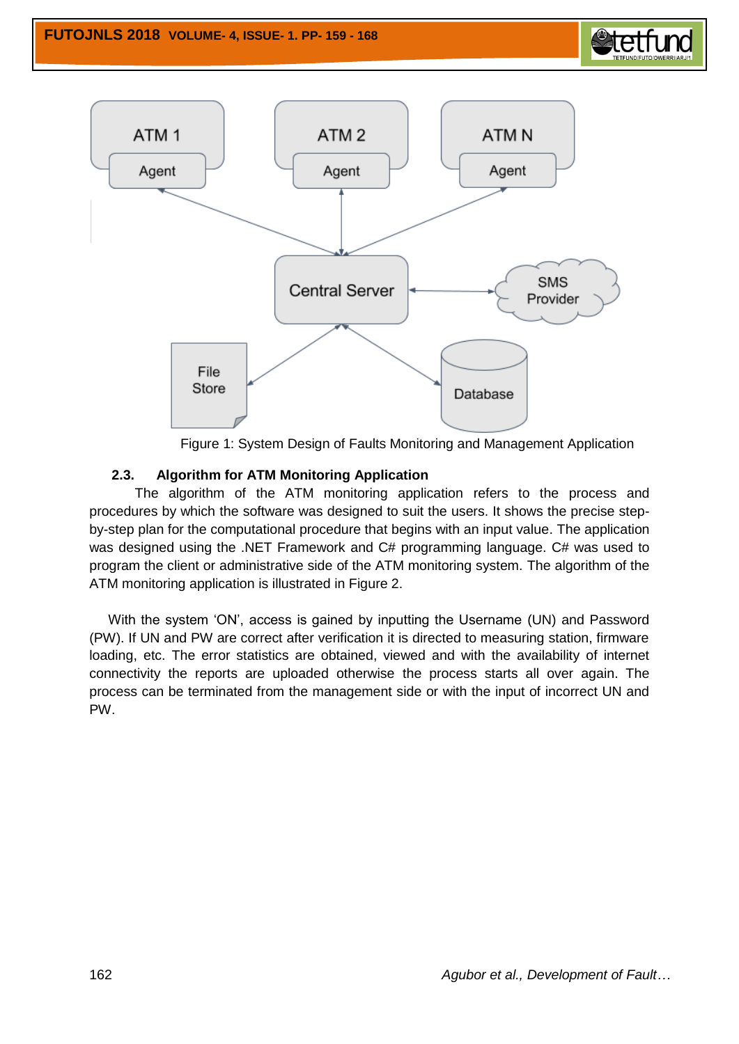Figure 1: System Design of Faults Monitoring and Management Application

### 2.3. Algorithm for ATM Monitoring Application

The algorithm of the ATM monitoring application refers to the process and procedures by which the software was designed to suit the users. It shows the precise step-by-step plan for the computational procedure that begins with an input value. The application was designed using the .NET Framework and C# programming language. C# was used to program the client or administrative side of the ATM monitoring system. The algorithm of the ATM monitoring application is illustrated in Figure 2.

With the system 'ON', access is gained by inputting the Username (UN) and Password (PW). If UN and PW are correct after verification it is directed to measuring station, firmware loading, etc. The error statistics are obtained, viewed and with the availability of internet connectivity the reports are uploaded otherwise the process starts all over again. The process can be terminated from the management side or with the input of incorrect UN and PW.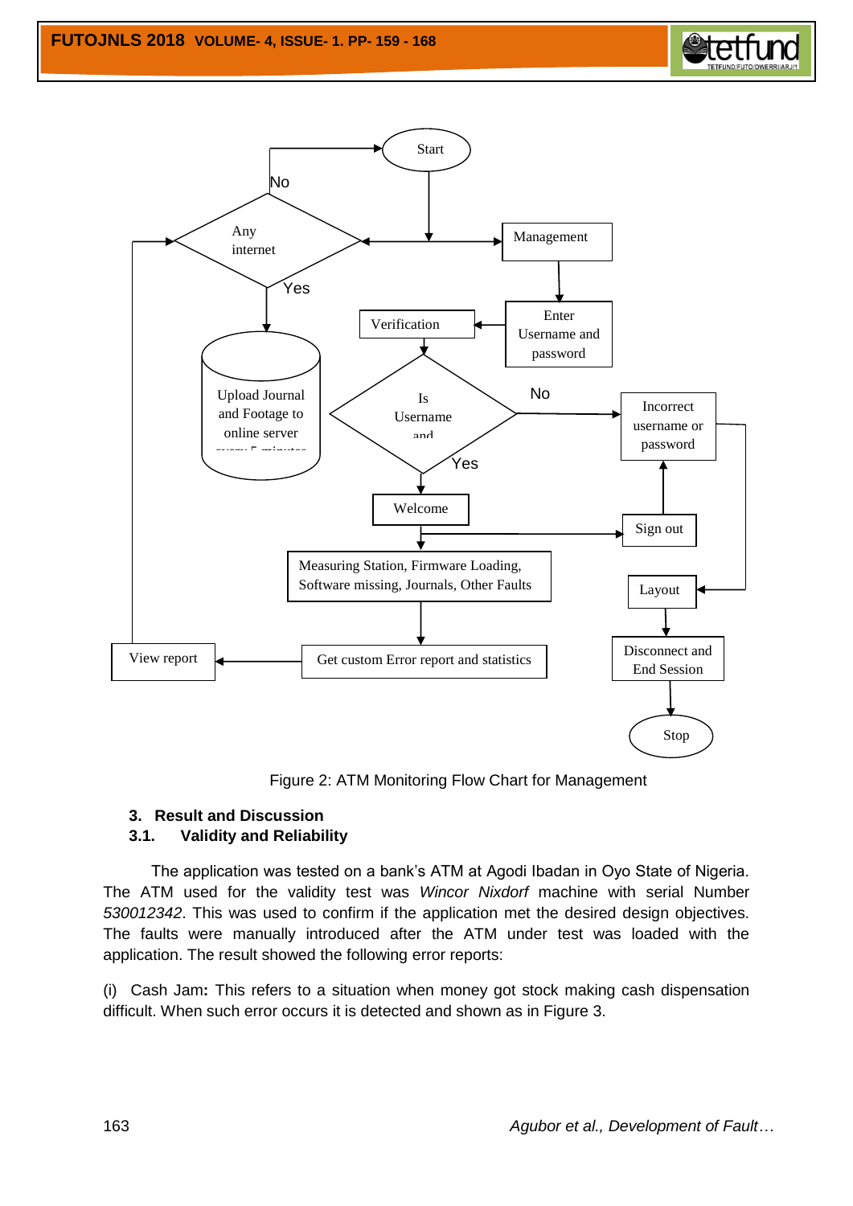Figure 2: ATM Monitoring Flow Chart for Management

## 3. Result and Discussion

### 3.1. Validity and Reliability

The application was tested on a bank's ATM at Agodi Ibadan in Oyo State of Nigeria. The ATM used for the validity test was *Wincor Nixdorf* machine with serial Number *530012342*. This was used to confirm if the application met the desired design objectives. The faults were manually introduced after the ATM under test was loaded with the application. The result showed the following error reports:

(i) Cash Jam**:** This refers to a situation when money got stock making cash dispensation difficult. When such error occurs it is detected and shown as in Figure 3.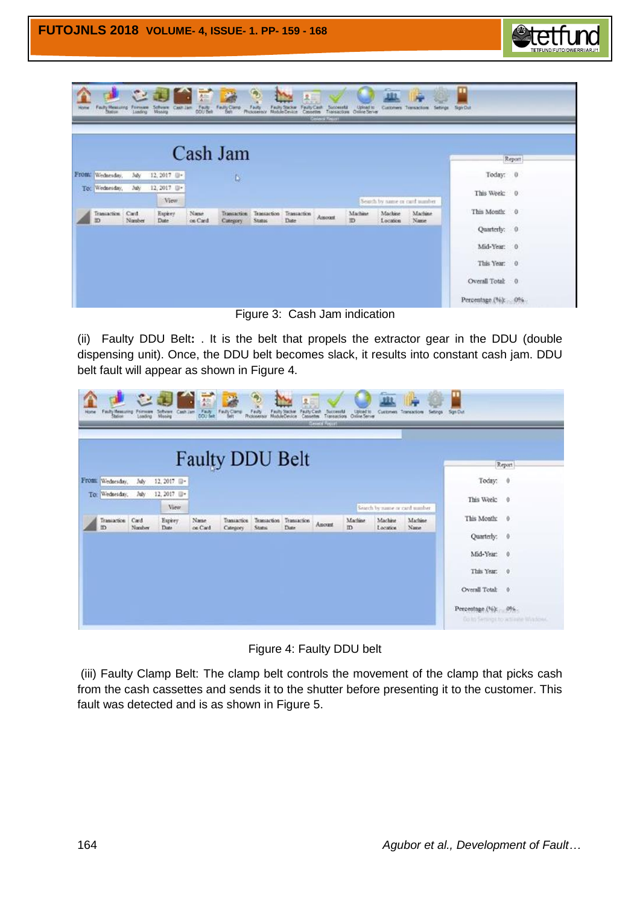Figure 3: Cash Jam indication

(ii) Faulty DDU Belt**:** . It is the belt that propels the extractor gear in the DDU (double dispensing unit). Once, the DDU belt becomes slack, it results into constant cash jam. DDU belt fault will appear as shown in Figure 4.

Figure 4: Faulty DDU belt

(iii) Faulty Clamp Belt: The clamp belt controls the movement of the clamp that picks cash from the cash cassettes and sends it to the shutter before presenting it to the customer. This fault was detected and is as shown in Figure 5.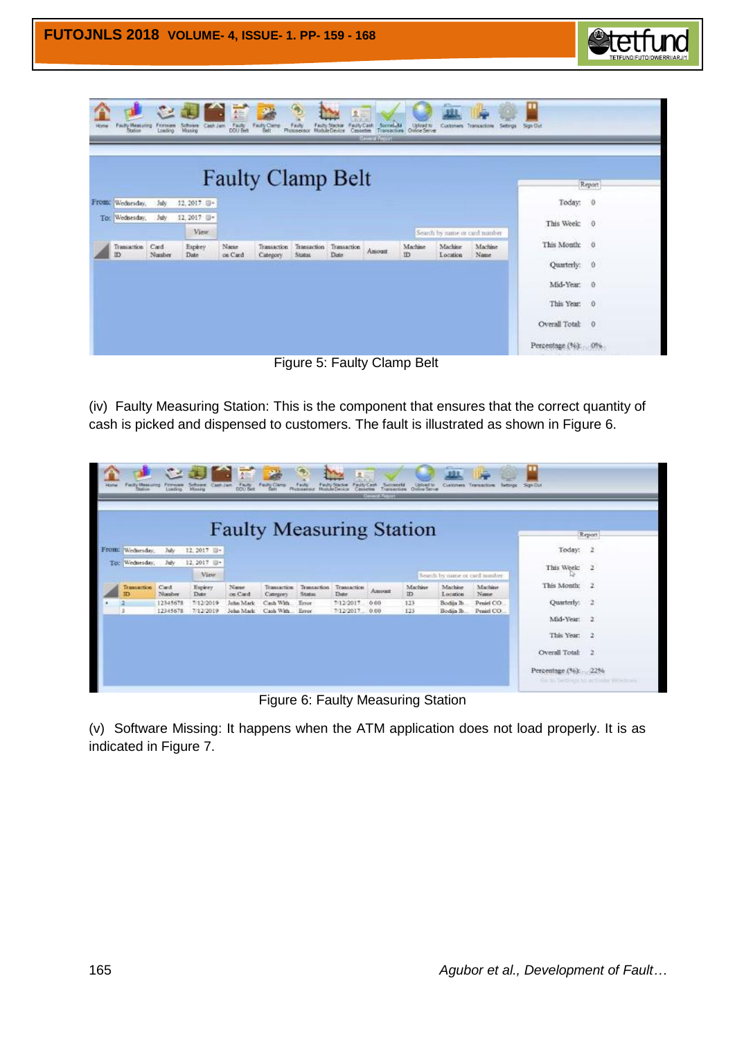Figure 5: Faulty Clamp Belt

(iv) Faulty Measuring Station: This is the component that ensures that the correct quantity of cash is picked and dispensed to customers. The fault is illustrated as shown in Figure 6.

Figure 6: Faulty Measuring Station

(v) Software Missing: It happens when the ATM application does not load properly. It is as indicated in Figure 7.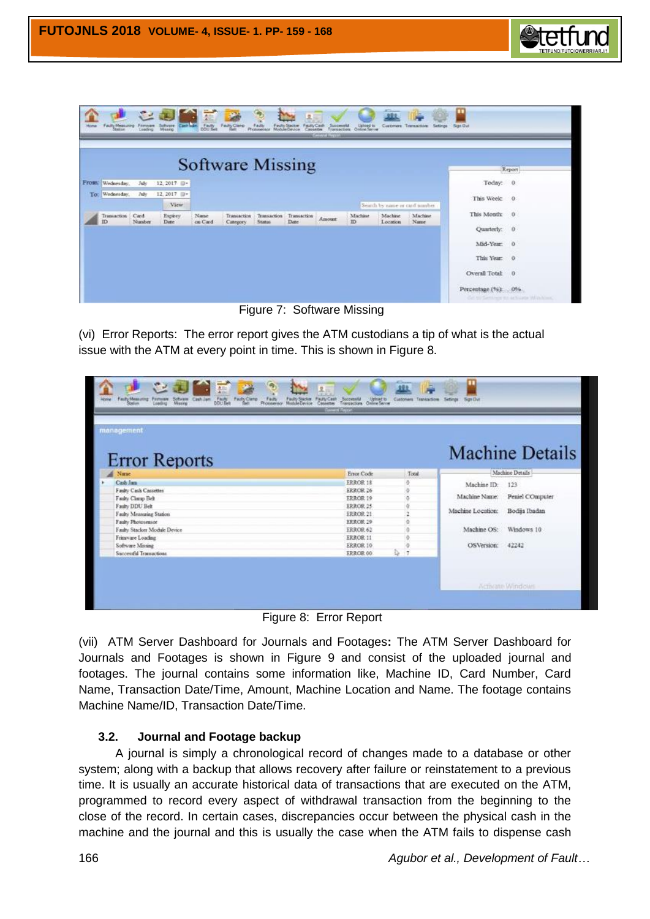Figure 7: Software Missing

(vi) Error Reports: The error report gives the ATM custodians a tip of what is the actual issue with the ATM at every point in time. This is shown in Figure 8.

Figure 8: Error Report

(vii) ATM Server Dashboard for Journals and Footages**:** The ATM Server Dashboard for Journals and Footages is shown in Figure 9 and consist of the uploaded journal and footages. The journal contains some information like, Machine ID, Card Number, Card Name, Transaction Date/Time, Amount, Machine Location and Name. The footage contains Machine Name/ID, Transaction Date/Time.

### 3.2. Journal and Footage backup

A journal is simply a chronological record of changes made to a database or other system; along with a backup that allows recovery after failure or reinstatement to a previous time. It is usually an accurate historical data of transactions that are executed on the ATM, programmed to record every aspect of withdrawal transaction from the beginning to the close of the record. In certain cases, discrepancies occur between the physical cash in the machine and the journal and this is usually the case when the ATM fails to dispense cash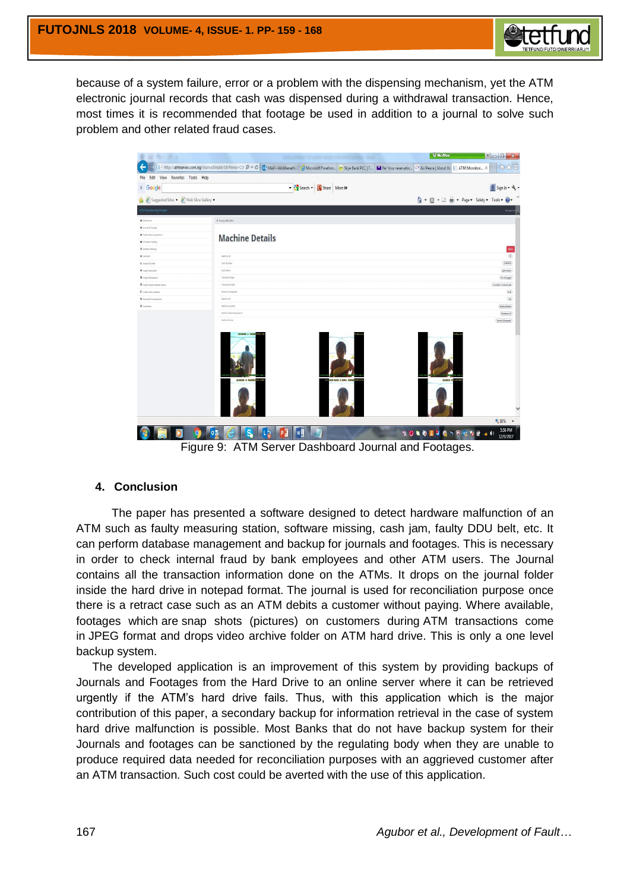because of a system failure, error or a problem with the dispensing mechanism, yet the ATM electronic journal records that cash was dispensed during a withdrawal transaction. Hence, most times it is recommended that footage be used in addition to a journal to solve such problem and other related fraud cases.

Figure 9: ATM Server Dashboard Journal and Footages.

## 4. Conclusion

The paper has presented a software designed to detect hardware malfunction of an ATM such as faulty measuring station, software missing, cash jam, faulty DDU belt, etc. It can perform database management and backup for journals and footages. This is necessary in order to check internal fraud by bank employees and other ATM users. The Journal contains all the transaction information done on the ATMs. It drops on the journal folder inside the hard drive in notepad format. The journal is used for reconciliation purpose once there is a retract case such as an ATM debits a customer without paying. Where available, footages which are snap shots (pictures) on customers during ATM transactions come in JPEG format and drops video archive folder on ATM hard drive. This is only a one level backup system.

The developed application is an improvement of this system by providing backups of Journals and Footages from the Hard Drive to an online server where it can be retrieved urgently if the ATM's hard drive fails. Thus, with this application which is the major contribution of this paper, a secondary backup for information retrieval in the case of system hard drive malfunction is possible. Most Banks that do not have backup system for their Journals and footages can be sanctioned by the regulating body when they are unable to produce required data needed for reconciliation purposes with an aggrieved customer after an ATM transaction. Such cost could be averted with the use of this application.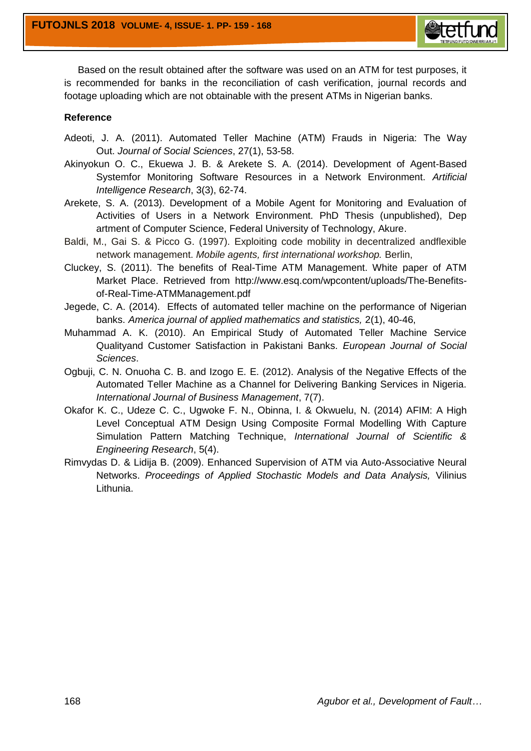Based on the result obtained after the software was used on an ATM for test purposes, it is recommended for banks in the reconciliation of cash verification, journal records and footage uploading which are not obtainable with the present ATMs in Nigerian banks.

## Reference

Adeoti, J. A. (2011). Automated Teller Machine (ATM) Frauds in Nigeria: The Way Out. *Journal of Social Sciences*, 27(1), 53-58.

Akinyokun O. C., Ekuewa J. B. & Arekete S. A. (2014). Development of Agent-Based Systemfor Monitoring Software Resources in a Network Environment. *Artificial Intelligence Research*, 3(3), 62-74.

Arekete, S. A. (2013). Development of a Mobile Agent for Monitoring and Evaluation of Activities of Users in a Network Environment. PhD Thesis (unpublished), Dep artment of Computer Science, Federal University of Technology, Akure.

Baldi, M., Gai S. & Picco G. (1997). Exploiting code mobility in decentralized andflexible network management. *Mobile agents, first international workshop.* Berlin,

Cluckey, S. (2011). The benefits of Real-Time ATM Management. White paper of ATM Market Place. Retrieved from http://www.esq.com/wpcontent/uploads/The-Benefits-of-Real-Time-ATMManagement.pdf

Jegede, C. A. (2014). Effects of automated teller machine on the performance of Nigerian banks. *America journal of applied mathematics and statistics,* 2(1), 40-46,

Muhammad A. K. (2010). An Empirical Study of Automated Teller Machine Service Qualityand Customer Satisfaction in Pakistani Banks. *European Journal of Social Sciences*.

Ogbuji, C. N. Onuoha C. B. and Izogo E. E. (2012). Analysis of the Negative Effects of the Automated Teller Machine as a Channel for Delivering Banking Services in Nigeria. *International Journal of Business Management*, 7(7).

Okafor K. C., Udeze C. C., Ugwoke F. N., Obinna, I. & Okwuelu, N. (2014) AFIM: A High Level Conceptual ATM Design Using Composite Formal Modelling With Capture Simulation Pattern Matching Technique, *International Journal of Scientific & Engineering Research*, 5(4).

Rimvydas D. & Lidija B. (2009). Enhanced Supervision of ATM via Auto-Associative Neural Networks. *Proceedings of Applied Stochastic Models and Data Analysis,* Vilinius Lithunia.